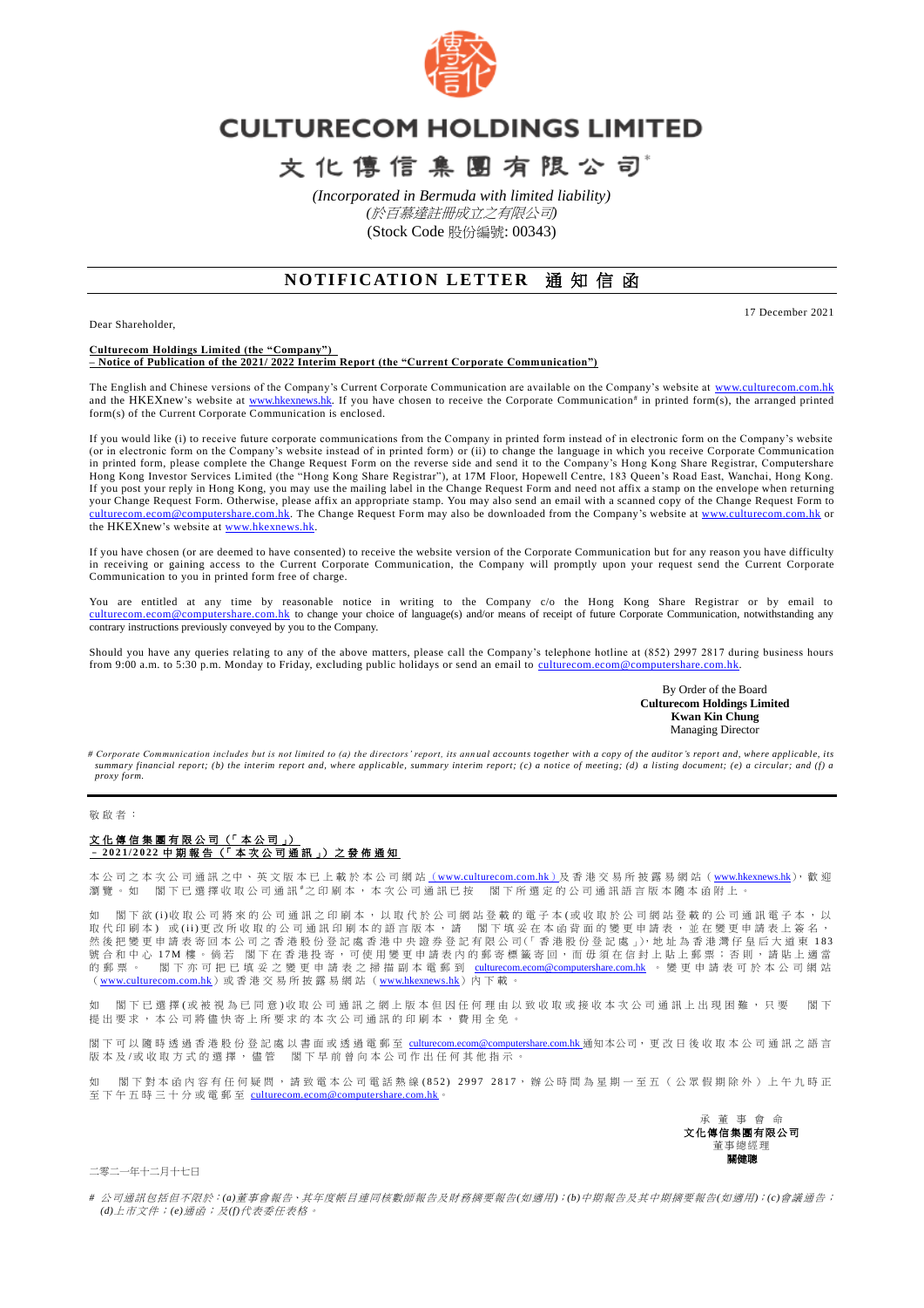# CULTURECOM HOLDINGS LIMITED

# 文化傳信集團有限公司*

*(Incorporated in Bermuda with limited liability)*
*(於百慕達註冊成立之有限公司)*
(Stock Code 股份編號: 00343)

## NOTIFICATION LETTER 通知信函

17 December 2021

Dear Shareholder,

**Culturecom Holdings Limited (the "Company")**
**– Notice of Publication of the 2021/ 2022 Interim Report (the "Current Corporate Communication")**

The English and Chinese versions of the Company's Current Corporate Communication are available on the Company's website at www.culturecom.com.hk and the HKEXnew's website at www.hkexnews.hk. If you have chosen to receive the Corporate Communication# in printed form(s), the arranged printed form(s) of the Current Corporate Communication is enclosed.

If you would like (i) to receive future corporate communications from the Company in printed form instead of in electronic form on the Company's website (or in electronic form on the Company's website instead of in printed form) or (ii) to change the language in which you receive Corporate Communication in printed form, please complete the Change Request Form on the reverse side and send it to the Company's Hong Kong Share Registrar, Computershare Hong Kong Investor Services Limited (the "Hong Kong Share Registrar"), at 17M Floor, Hopewell Centre, 183 Queen's Road East, Wanchai, Hong Kong. If you post your reply in Hong Kong, you may use the mailing label in the Change Request Form and need not affix a stamp on the envelope when returning your Change Request Form. Otherwise, please affix an appropriate stamp. You may also send an email with a scanned copy of the Change Request Form to culturecom.ecom@computershare.com.hk. The Change Request Form may also be downloaded from the Company's website at www.culturecom.com.hk or the HKEXnew's website at www.hkexnews.hk.

If you have chosen (or are deemed to have consented) to receive the website version of the Corporate Communication but for any reason you have difficulty in receiving or gaining access to the Current Corporate Communication, the Company will promptly upon your request send the Current Corporate Communication to you in printed form free of charge.

You are entitled at any time by reasonable notice in writing to the Company c/o the Hong Kong Share Registrar or by email to culturecom.ecom@computershare.com.hk to change your choice of language(s) and/or means of receipt of future Corporate Communication, notwithstanding any contrary instructions previously conveyed by you to the Company.

Should you have any queries relating to any of the above matters, please call the Company's telephone hotline at (852) 2997 2817 during business hours from 9:00 a.m. to 5:30 p.m. Monday to Friday, excluding public holidays or send an email to culturecom.ecom@computershare.com.hk.

By Order of the Board
**Culturecom Holdings Limited**
**Kwan Kin Chung**
Managing Director

*# Corporate Communication includes but is not limited to (a) the directors' report, its annual accounts together with a copy of the auditor's report and, where applicable, its summary financial report; (b) the interim report and, where applicable, summary interim report; (c) a notice of meeting; (d) a listing document; (e) a circular; and (f) a proxy form.*

---

敬啟者：

**文化傳信集團有限公司（「本公司」）**
**–2021/2022 中期報告（「本次公司通訊」）之發佈通知**

本公司之本次公司通訊之中、英文版本已上載於本公司網站（www.culturecom.com.hk）及香港交易所披露易網站（www.hkexnews.hk），歡迎瀏覽。如　閣下已選擇收取公司通訊#之印刷本，本次公司通訊已按　閣下所選定的公司通訊語言版本隨本函附上。

如　閣下欲(i)收取公司將來的公司通訊之印刷本，以取代於公司網站登載的電子本(或收取於公司網站登載的公司通訊電子本，以取代印刷本)　或(ii)更改所收取的公司通訊印刷本的語言版本，請　閣下填妥在本函背面的變更申請表，並在變更申請表上簽名，然後把變更申請表寄回本公司之香港股份登記處香港中央證券登記有限公司(「香港股份登記處」)，地址為香港灣仔皇后大道東 183 號合和中心 17M 樓。倘若　閣下在香港投寄，可使用變更申請表內的郵寄標籤寄回，而毋須在信封上貼上郵票；否則，請貼上適當的郵票。　閣下亦可把已填妥之變更申請表之掃描副本電郵到 culturecom.ecom@computershare.com.hk 。變更申請表可於本公司網站（www.culturecom.com.hk）或香港交易所披露易網站（www.hkexnews.hk）內下載。

如　閣下已選擇(或被視為已同意)收取公司通訊之網上版本但因任何理由以致收取或接收本次公司通訊上出現困難，只要　閣下提出要求，本公司將儘快寄上所要求的本次公司通訊的印刷本，費用全免。

閣下可以隨時透過香港股份登記處以書面或透過電郵至 culturecom.ecom@computershare.com.hk 通知本公司，更改日後收取本公司通訊之語言版本及/或收取方式的選擇，儘管　閣下早前曾向本公司作出任何其他指示。

如　閣下對本函內容有任何疑問，請致電本公司電話熱線(852) 2997 2817，辦公時間為星期一至五（公眾假期除外）上午九時正至下午五時三十分或電郵至 culturecom.ecom@computershare.com.hk。

承董事會命
**文化傳信集團有限公司**
董事總經理
**關健聰**

二零二一年十二月十七日

*# 公司通訊包括但不限於：(a)董事會報告、其年度帳目連同核數師報告及財務摘要報告(如適用)；(b)中期報告及其中期摘要報告(如適用)；(c)會議通告；(d)上市文件；(e)通函；及(f)代表委任表格。*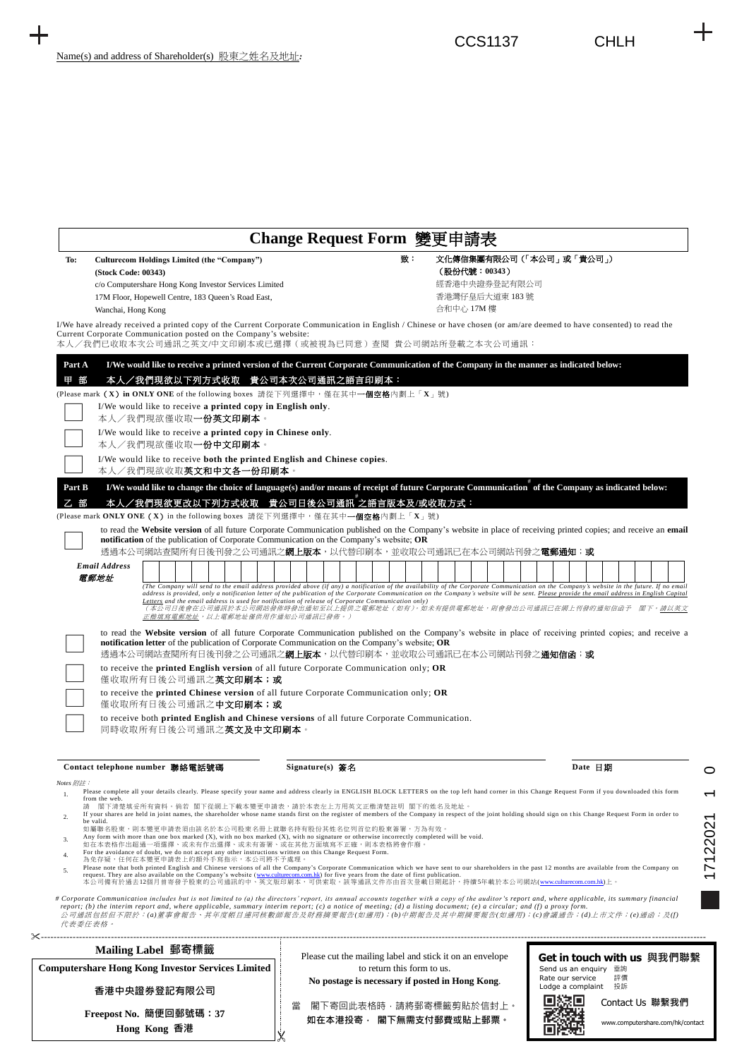CCS1137 CHLH

Name(s) and address of Shareholder(s) 股東之姓名及地址:

# Change Request Form 變更申請表

**To:** **Culturecom Holdings Limited (the "Company")**
**(Stock Code: 00343)**
c/o Computershare Hong Kong Investor Services Limited
17M Floor, Hopewell Centre, 183 Queen's Road East,
Wanchai, Hong Kong

**致：** **文化傳信集團有限公司（「本公司」或「貴公司」）**
**（股份代號：00343）**
經香港中央證券登記有限公司
香港灣仔皇后大道東183號
合和中心17M樓

I/We have already received a printed copy of the Current Corporate Communication in English / Chinese or have chosen (or am/are deemed to have consented) to read the Current Corporate Communication posted on the Company's website:
本人／我們已收取本次公司通訊之英文/中文印刷本或已選擇（或被視為已同意）查閱 貴公司網站所登載之本次公司通訊：

**Part A I/We would like to receive a printed version of the Current Corporate Communication of the Company in the manner as indicated below:**
**甲 部 本人／我們現欲以下列方式收取 貴公司本次公司通訊之語言印刷本：**

(Please mark (**X**) **in ONLY ONE** of the following boxes 請從下列選擇中，僅在其中**一個空格**內劃上「**X**」號)

☐ I/We would like to receive **a printed copy in English only**.
本人／我們現欲僅收取**一份英文印刷本**。

☐ I/We would like to receive **a printed copy in Chinese only**.
本人／我們現欲僅收取**一份中文印刷本**。

☐ I/We would like to receive **both the printed English and Chinese copies**.
本人／我們現欲收取**英文和中文各一份印刷本**。

**Part B I/We would like to change the choice of language(s) and/or means of receipt of future Corporate Communication# of the Company as indicated below:**
**乙 部 本人／我們現欲更改以下列方式收取 貴公司日後公司通訊#之語言版本及/或收取方式：**

(Please mark **ONLY ONE** (**X**) in the following boxes 請從下列選擇中，僅在其中**一個空格**內劃上「**X**」號)

☐ to read the **Website version** of all future Corporate Communication published on the Company's website in place of receiving printed copies; and receive an **email notification** of the publication of Corporate Communication on the Company's website; **OR**
透過本公司網站查閱所有日後刊發之公司通訊之**網上版本**，以代替印刷本，並收取公司通訊已在本公司網站刊發之**電郵通知**；**或**

***Email Address***
***電郵地址*** ______________________________

*(The Company will send to the email address provided above (if any) a notification of the availability of the Corporate Communication on the Company's website in the future. If no email address is provided, only a notification letter of the publication of the Corporate Communication on the Company's website will be sent. Please provide the email address in English Capital Letters and the email address is used for notification of release of Corporate Communication only)*
*（本公司日後會在公司通訊於本公司網站發佈時發出通知至以上提供之電郵地址（如有）。如未有提供電郵地址，則會發出公司通訊已在網上刊發的通知信函予 閣下。請以英文正楷填寫電郵地址，以上電郵地址僅供用作通知公司通訊已發佈。）*

☐ to read the **Website version** of all future Corporate Communication published on the Company's website in place of receiving printed copies; and receive a **notification letter** of the publication of Corporate Communication on the Company's website; **OR**
透過本公司網站查閱所有日後刊發之公司通訊之**網上版本**，以代替印刷本，並收取公司通訊已在本公司網站刊發之**通知信函**；**或**

☐ to receive the **printed English version** of all future Corporate Communication only; **OR**
僅收取所有日後公司通訊之**英文印刷本**；**或**

☐ to receive the **printed Chinese version** of all future Corporate Communication only; **OR**
僅收取所有日後公司通訊之**中文印刷本**；**或**

☐ to receive both **printed English and Chinese versions** of all future Corporate Communication.
同時收取所有日後公司通訊之**英文及中文印刷本**。

**Contact telephone number 聯絡電話號碼** ________ **Signature(s) 簽名** ________ **Date 日期** ________

*Notes 附註：*

1. Please complete all your details clearly. Please specify your name and address clearly in ENGLISH BLOCK LETTERS on the top left hand corner in this Change Request Form if you downloaded this form from the web.
請 閣下清楚填妥所有資料。倘若 閣下從網上下載本變更申請表，請於本表左上方用英文正楷清楚註明 閣下的姓名及地址。
2. If your shares are held in joint names, the shareholder whose name stands first on the register of members of the Company in respect of the joint holding should sign on this Change Request Form in order to be valid.
如屬聯名股東，則本變更申請表須由該名於本公司股東名冊上就聯名持有股份其姓名位列首位的股東簽署，方為有效。
3. Any form with more than one box marked (X), with no box marked (X), with no signature or otherwise incorrectly completed will be void.
如在本表格作出超過一項選擇、或未有作出選擇、或未有簽署、或在其他方面填寫不正確，則本表格將會作廢。
4. For the avoidance of doubt, we do not accept any other instructions written on this Change Request Form.
為免存疑，任何在本變更申請表上的額外手寫指示，本公司將不予處理。
5. Please note that both printed English and Chinese versions of all the Company's Corporate Communication which we have sent to our shareholders in the past 12 months are available from the Company on request. They are also available on the Company's website (www.culturecom.com.hk) for five years from the date of first publication.
本公司備有於過去12個月曾寄發予股東的公司通訊的中、英文版印刷本，可供索取。該等通訊文件亦由首次登載日期起計，持續5年載於本公司網站(www.culturecom.com.hk)上。

*# Corporate Communication includes but is not limited to (a) the directors' report, its annual accounts together with a copy of the auditor's report and, where applicable, its summary financial report; (b) the interim report and, where applicable, summary interim report; (c) a notice of meeting; (d) a listing document; (e) a circular; and (f) a proxy form.*
*公司通訊包括但不限於：(a)董事會報告、其年度帳目連同核數師報告及財務摘要報告(如適用)；(b)中期報告及其中期摘要報告(如適用)；(c)會議通告；(d)上市文件；(e)通函；及(f)代表委任表格。*

---

**Mailing Label 郵寄標籤**

**Computershare Hong Kong Investor Services Limited**
**香港中央證券登記有限公司**
**Freepost No. 簡便回郵號碼：37**
**Hong Kong 香港**

Please cut the mailing label and stick it on an envelope to return this form to us.
**No postage is necessary if posted in Hong Kong.**

當 閣下寄回此表格時，請將郵寄標籤剪貼於信封上。
**如在本港投寄， 閣下無需支付郵費或貼上郵票。**

**Get in touch with us 與我們聯繫**
Send us an enquiry 查詢
Rate our service 評價
Lodge a complaint 投訴
Contact Us 聯繫我們
www.computershare.com/hk/contact

17122021 1 0